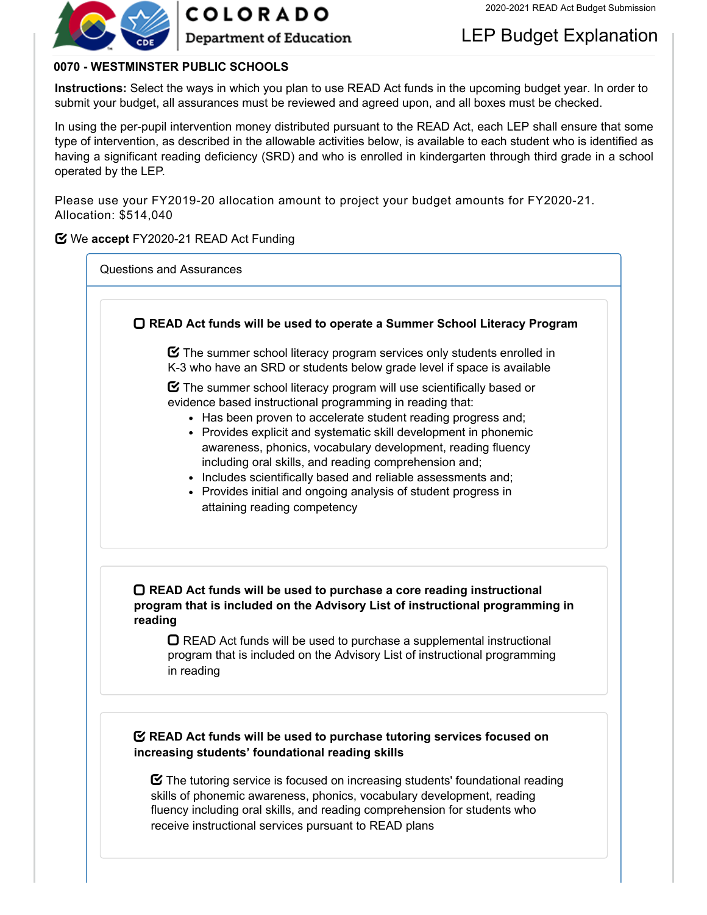# COLORADO Department of Education

2020-2021 READ Act Budget Submission

## LEP Budget Explanation

**0070 - WESTMINSTER PUBLIC SCHOOLS**

**Instructions:** Select the ways in which you plan to use READ Act funds in the upcoming budget year. In order to submit your budget, all assurances must be reviewed and agreed upon, and all boxes must be checked.

In using the per-pupil intervention money distributed pursuant to the READ Act, each LEP shall ensure that some type of intervention, as described in the allowable activities below, is available to each student who is identified as having a significant reading deficiency (SRD) and who is enrolled in kindergarten through third grade in a school operated by the LEP.

Please use your FY2019-20 allocation amount to project your budget amounts for FY2020-21.
Allocation: $514,040

☑ We **accept** FY2020-21 READ Act Funding

### Questions and Assurances

☐ **READ Act funds will be used to operate a Summer School Literacy Program**

☑ The summer school literacy program services only students enrolled in K-3 who have an SRD or students below grade level if space is available

☑ The summer school literacy program will use scientifically based or evidence based instructional programming in reading that:

- Has been proven to accelerate student reading progress and;
- Provides explicit and systematic skill development in phonemic awareness, phonics, vocabulary development, reading fluency including oral skills, and reading comprehension and;
- Includes scientifically based and reliable assessments and;
- Provides initial and ongoing analysis of student progress in attaining reading competency

☐ **READ Act funds will be used to purchase a core reading instructional program that is included on the Advisory List of instructional programming in reading**

☐ READ Act funds will be used to purchase a supplemental instructional program that is included on the Advisory List of instructional programming in reading

☑ **READ Act funds will be used to purchase tutoring services focused on increasing students' foundational reading skills**

☑ The tutoring service is focused on increasing students' foundational reading skills of phonemic awareness, phonics, vocabulary development, reading fluency including oral skills, and reading comprehension for students who receive instructional services pursuant to READ plans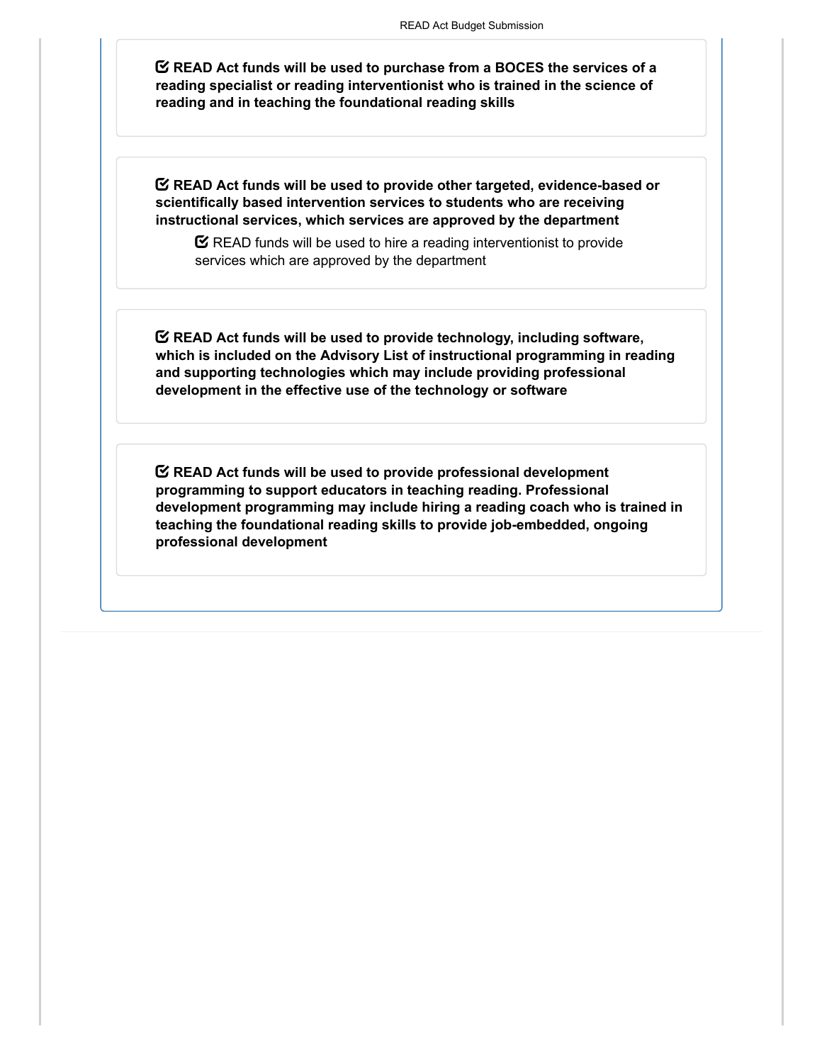☑ **READ Act funds will be used to purchase from a BOCES the services of a reading specialist or reading interventionist who is trained in the science of reading and in teaching the foundational reading skills**

☑ **READ Act funds will be used to provide other targeted, evidence-based or scientifically based intervention services to students who are receiving instructional services, which services are approved by the department**

- ☑ READ funds will be used to hire a reading interventionist to provide services which are approved by the department

☑ **READ Act funds will be used to provide technology, including software, which is included on the Advisory List of instructional programming in reading and supporting technologies which may include providing professional development in the effective use of the technology or software**

☑ **READ Act funds will be used to provide professional development programming to support educators in teaching reading. Professional development programming may include hiring a reading coach who is trained in teaching the foundational reading skills to provide job-embedded, ongoing professional development**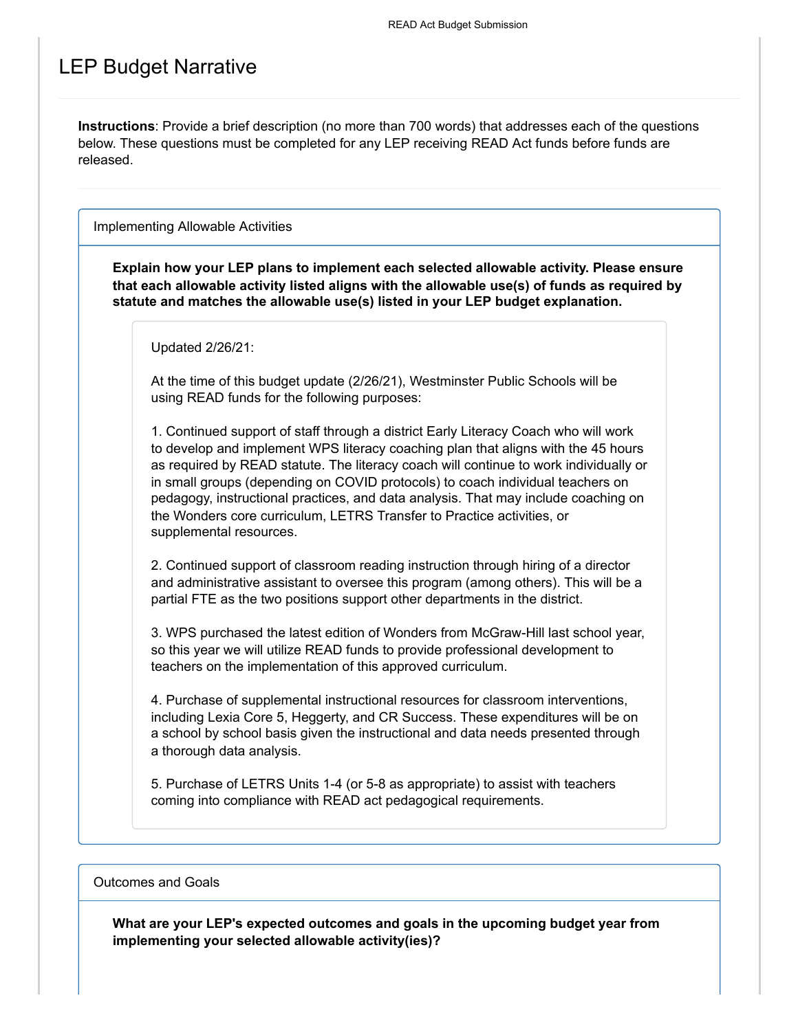# LEP Budget Narrative

**Instructions**: Provide a brief description (no more than 700 words) that addresses each of the questions below. These questions must be completed for any LEP receiving READ Act funds before funds are released.

## Implementing Allowable Activities

**Explain how your LEP plans to implement each selected allowable activity. Please ensure that each allowable activity listed aligns with the allowable use(s) of funds as required by statute and matches the allowable use(s) listed in your LEP budget explanation.**

Updated 2/26/21:

At the time of this budget update (2/26/21), Westminster Public Schools will be using READ funds for the following purposes:

1. Continued support of staff through a district Early Literacy Coach who will work to develop and implement WPS literacy coaching plan that aligns with the 45 hours as required by READ statute. The literacy coach will continue to work individually or in small groups (depending on COVID protocols) to coach individual teachers on pedagogy, instructional practices, and data analysis. That may include coaching on the Wonders core curriculum, LETRS Transfer to Practice activities, or supplemental resources.

2. Continued support of classroom reading instruction through hiring of a director and administrative assistant to oversee this program (among others). This will be a partial FTE as the two positions support other departments in the district.

3. WPS purchased the latest edition of Wonders from McGraw-Hill last school year, so this year we will utilize READ funds to provide professional development to teachers on the implementation of this approved curriculum.

4. Purchase of supplemental instructional resources for classroom interventions, including Lexia Core 5, Heggerty, and CR Success. These expenditures will be on a school by school basis given the instructional and data needs presented through a thorough data analysis.

5. Purchase of LETRS Units 1-4 (or 5-8 as appropriate) to assist with teachers coming into compliance with READ act pedagogical requirements.

## Outcomes and Goals

**What are your LEP's expected outcomes and goals in the upcoming budget year from implementing your selected allowable activity(ies)?**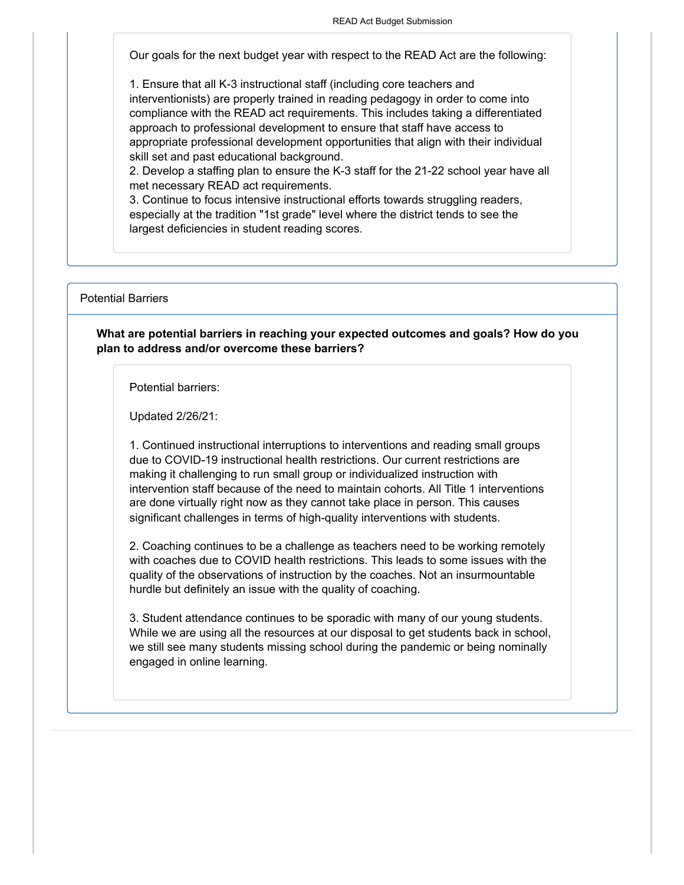Our goals for the next budget year with respect to the READ Act are the following:

1. Ensure that all K-3 instructional staff (including core teachers and interventionists) are properly trained in reading pedagogy in order to come into compliance with the READ act requirements. This includes taking a differentiated approach to professional development to ensure that staff have access to appropriate professional development opportunities that align with their individual skill set and past educational background.
2. Develop a staffing plan to ensure the K-3 staff for the 21-22 school year have all met necessary READ act requirements.
3. Continue to focus intensive instructional efforts towards struggling readers, especially at the tradition "1st grade" level where the district tends to see the largest deficiencies in student reading scores.

## Potential Barriers

**What are potential barriers in reaching your expected outcomes and goals? How do you plan to address and/or overcome these barriers?**

Potential barriers:

Updated 2/26/21:

1. Continued instructional interruptions to interventions and reading small groups due to COVID-19 instructional health restrictions. Our current restrictions are making it challenging to run small group or individualized instruction with intervention staff because of the need to maintain cohorts. All Title 1 interventions are done virtually right now as they cannot take place in person. This causes significant challenges in terms of high-quality interventions with students.

2. Coaching continues to be a challenge as teachers need to be working remotely with coaches due to COVID health restrictions. This leads to some issues with the quality of the observations of instruction by the coaches. Not an insurmountable hurdle but definitely an issue with the quality of coaching.

3. Student attendance continues to be sporadic with many of our young students. While we are using all the resources at our disposal to get students back in school, we still see many students missing school during the pandemic or being nominally engaged in online learning.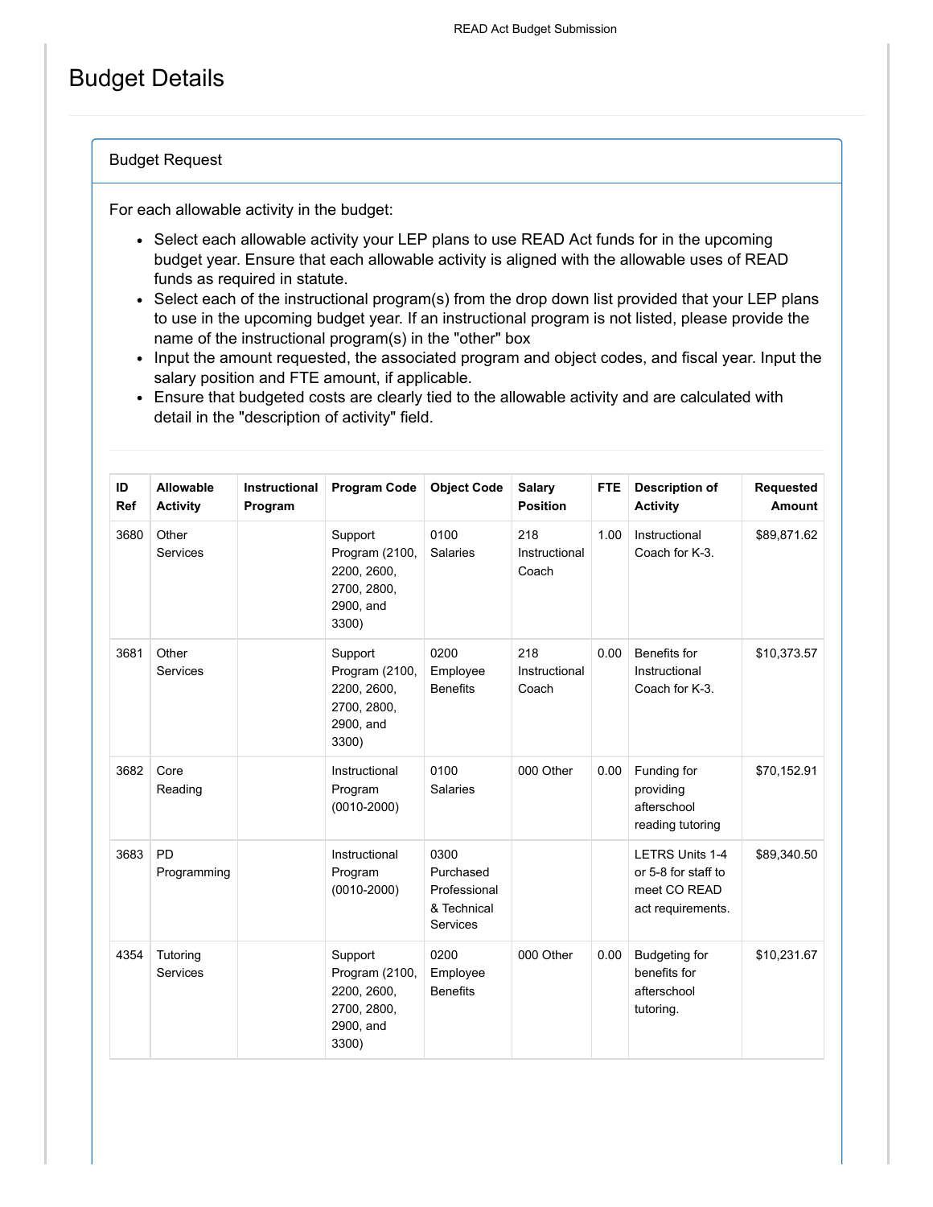# Budget Details

## Budget Request

For each allowable activity in the budget:

- Select each allowable activity your LEP plans to use READ Act funds for in the upcoming budget year. Ensure that each allowable activity is aligned with the allowable uses of READ funds as required in statute.
- Select each of the instructional program(s) from the drop down list provided that your LEP plans to use in the upcoming budget year. If an instructional program is not listed, please provide the name of the instructional program(s) in the "other" box
- Input the amount requested, the associated program and object codes, and fiscal year. Input the salary position and FTE amount, if applicable.
- Ensure that budgeted costs are clearly tied to the allowable activity and are calculated with detail in the "description of activity" field.

| ID Ref | Allowable Activity | Instructional Program | Program Code | Object Code | Salary Position | FTE | Description of Activity | Requested Amount |
|---|---|---|---|---|---|---|---|---|
| 3680 | Other Services | | Support Program (2100, 2200, 2600, 2700, 2800, 2900, and 3300) | 0100 Salaries | 218 Instructional Coach | 1.00 | Instructional Coach for K-3. | $89,871.62 |
| 3681 | Other Services | | Support Program (2100, 2200, 2600, 2700, 2800, 2900, and 3300) | 0200 Employee Benefits | 218 Instructional Coach | 0.00 | Benefits for Instructional Coach for K-3. | $10,373.57 |
| 3682 | Core Reading | | Instructional Program (0010-2000) | 0100 Salaries | 000 Other | 0.00 | Funding for providing afterschool reading tutoring | $70,152.91 |
| 3683 | PD Programming | | Instructional Program (0010-2000) | 0300 Purchased Professional & Technical Services | | | LETRS Units 1-4 or 5-8 for staff to meet CO READ act requirements. | $89,340.50 |
| 4354 | Tutoring Services | | Support Program (2100, 2200, 2600, 2700, 2800, 2900, and 3300) | 0200 Employee Benefits | 000 Other | 0.00 | Budgeting for benefits for afterschool tutoring. | $10,231.67 |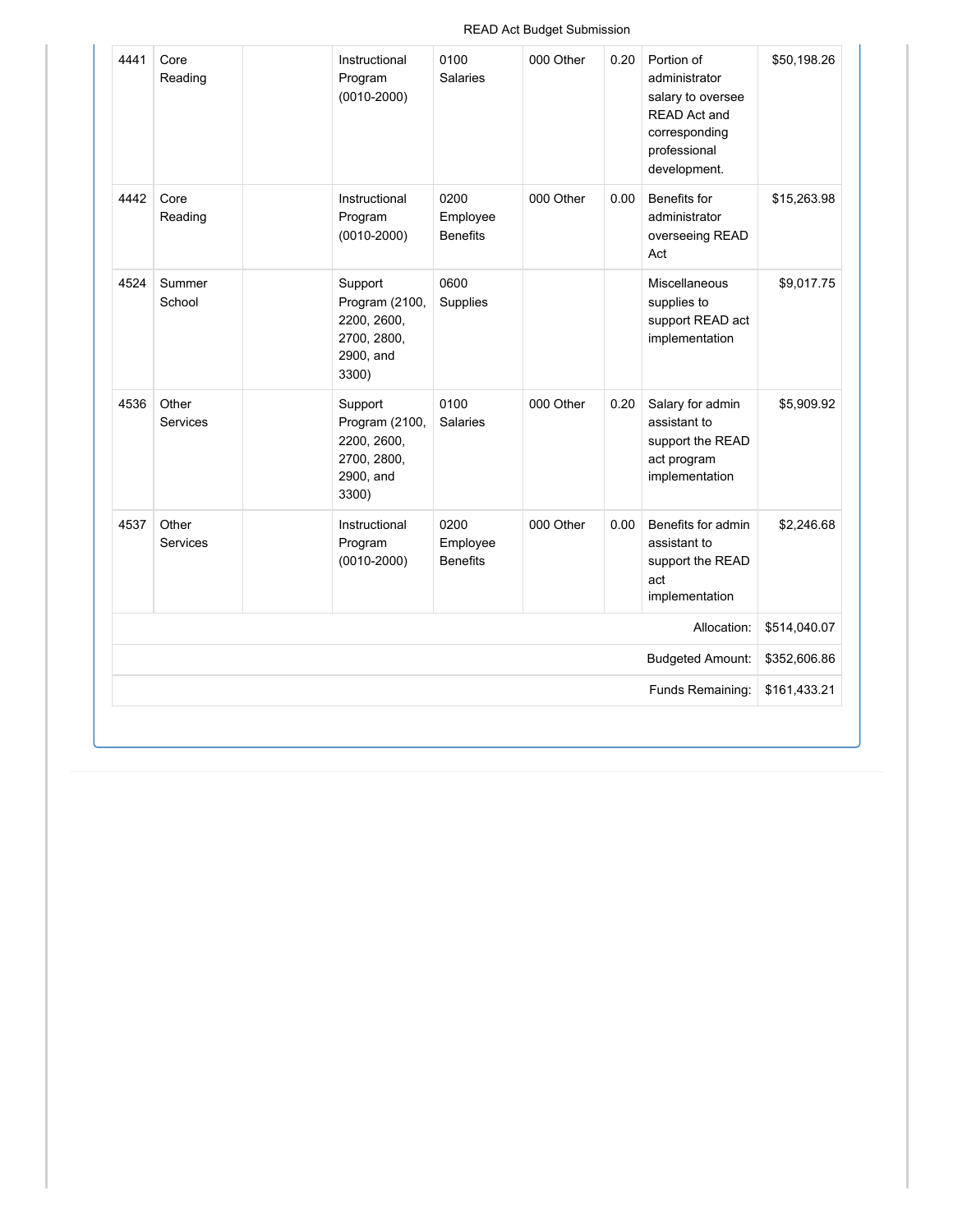| | | | | | | | | |
|---|---|---|---|---|---|---|---|---|
| 4441 | Core Reading | | Instructional Program (0010-2000) | 0100 Salaries | 000 Other | 0.20 | Portion of administrator salary to oversee READ Act and corresponding professional development. | $50,198.26 |
| 4442 | Core Reading | | Instructional Program (0010-2000) | 0200 Employee Benefits | 000 Other | 0.00 | Benefits for administrator overseeing READ Act | $15,263.98 |
| 4524 | Summer School | | Support Program (2100, 2200, 2600, 2700, 2800, 2900, and 3300) | 0600 Supplies | | | Miscellaneous supplies to support READ act implementation | $9,017.75 |
| 4536 | Other Services | | Support Program (2100, 2200, 2600, 2700, 2800, 2900, and 3300) | 0100 Salaries | 000 Other | 0.20 | Salary for admin assistant to support the READ act program implementation | $5,909.92 |
| 4537 | Other Services | | Instructional Program (0010-2000) | 0200 Employee Benefits | 000 Other | 0.00 | Benefits for admin assistant to support the READ act implementation | $2,246.68 |
| | | | | | | | Allocation: | $514,040.07 |
| | | | | | | | Budgeted Amount: | $352,606.86 |
| | | | | | | | Funds Remaining: | $161,433.21 |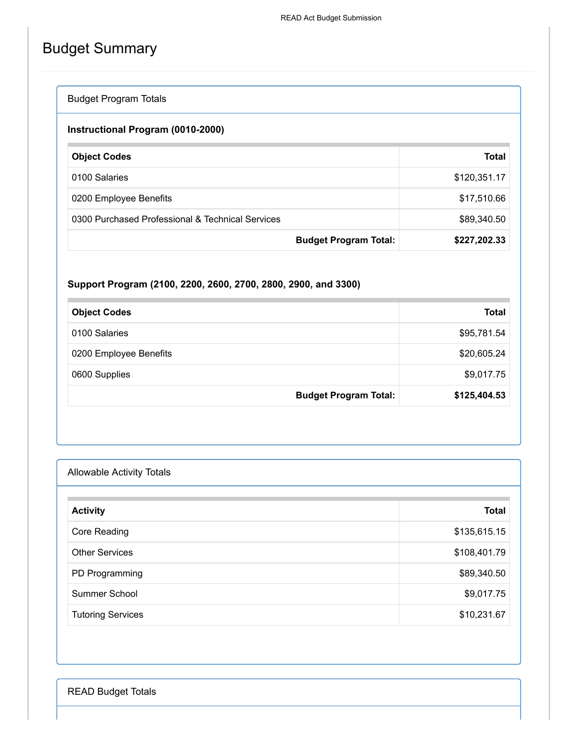# Budget Summary

## Budget Program Totals

### Instructional Program (0010-2000)

| Object Codes | Total |
|---|---|
| 0100 Salaries | $120,351.17 |
| 0200 Employee Benefits | $17,510.66 |
| 0300 Purchased Professional & Technical Services | $89,340.50 |
| **Budget Program Total:** | **$227,202.33** |

### Support Program (2100, 2200, 2600, 2700, 2800, 2900, and 3300)

| Object Codes | Total |
|---|---|
| 0100 Salaries | $95,781.54 |
| 0200 Employee Benefits | $20,605.24 |
| 0600 Supplies | $9,017.75 |
| **Budget Program Total:** | **$125,404.53** |

## Allowable Activity Totals

| Activity | Total |
|---|---|
| Core Reading | $135,615.15 |
| Other Services | $108,401.79 |
| PD Programming | $89,340.50 |
| Summer School | $9,017.75 |
| Tutoring Services | $10,231.67 |

## READ Budget Totals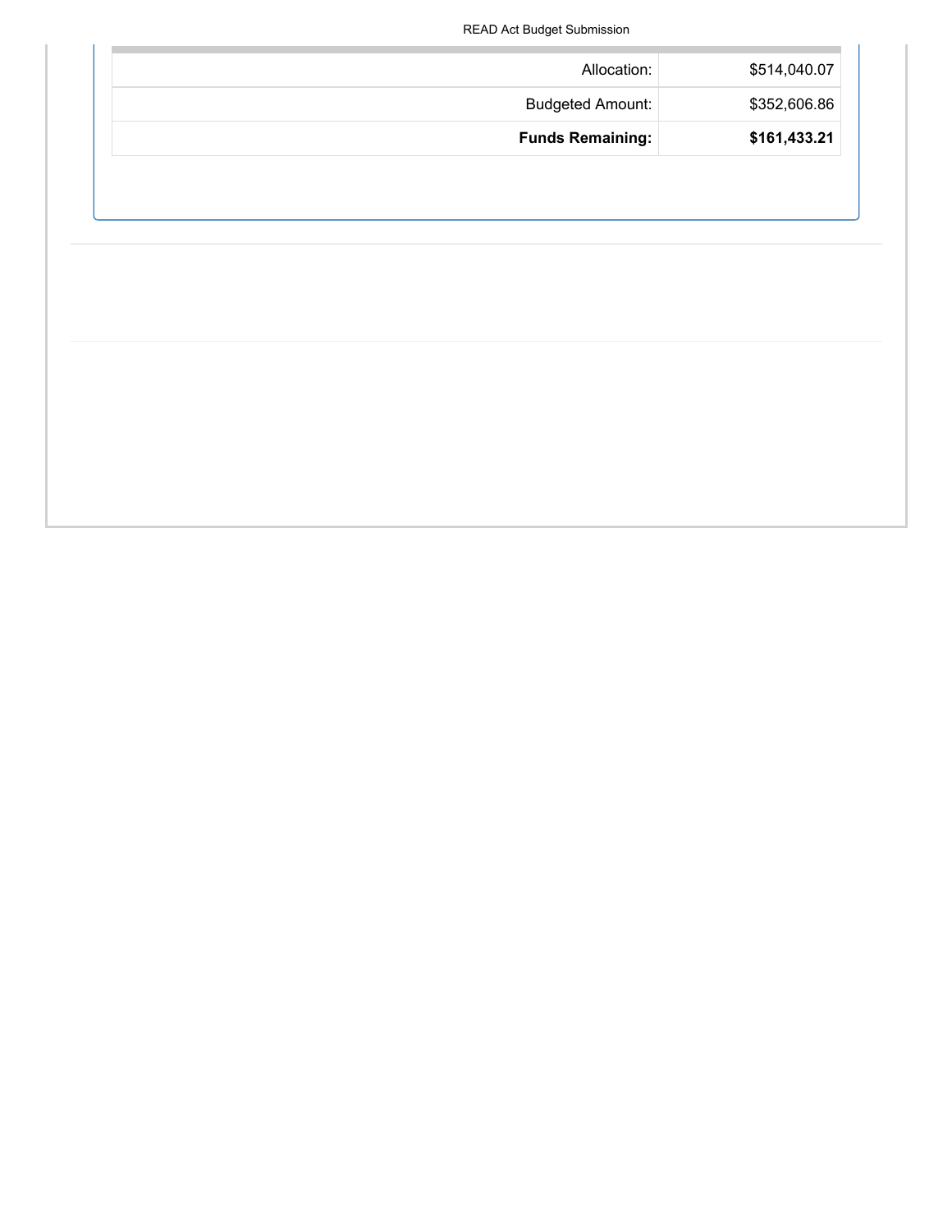| | |
|---|---|
| Allocation: | $514,040.07 |
| Budgeted Amount: | $352,606.86 |
| **Funds Remaining:** | **$161,433.21** |